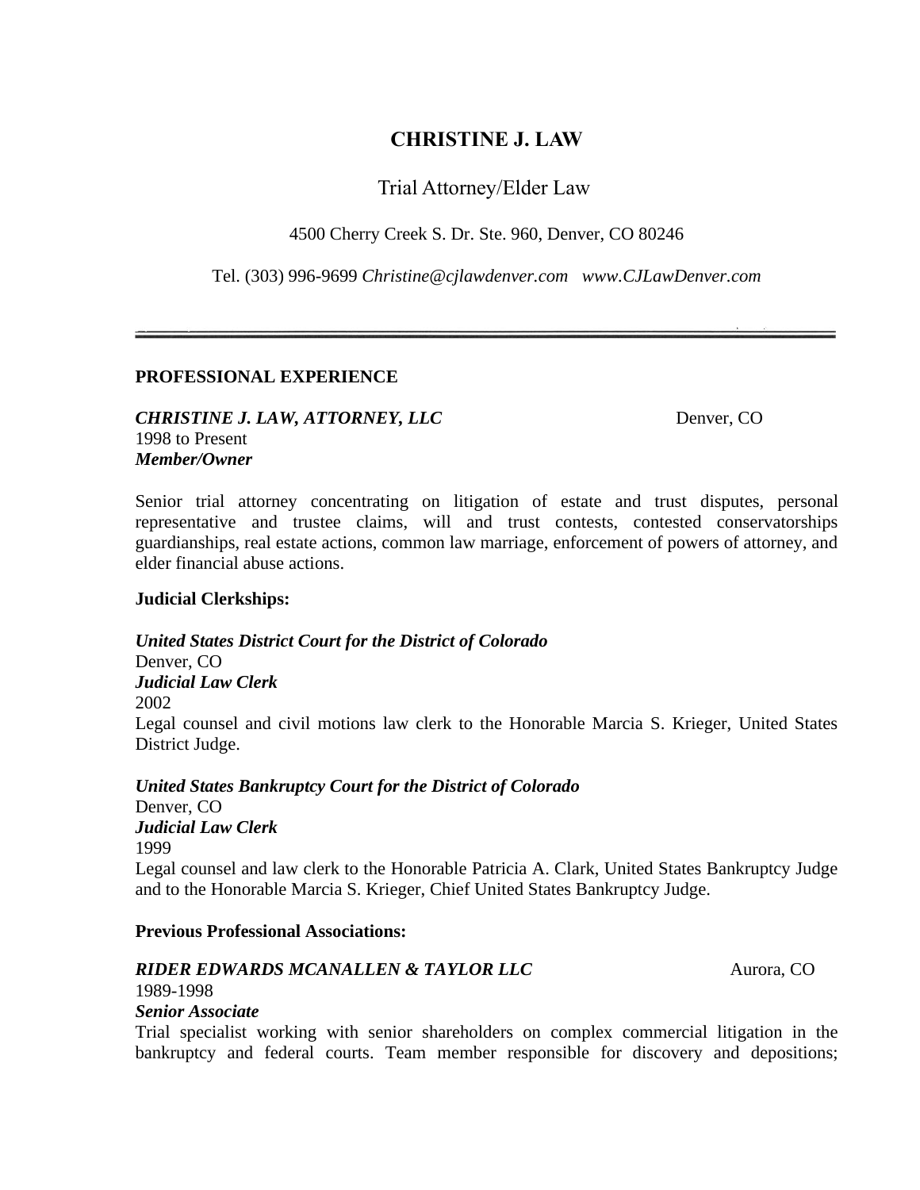# CHRISTINE J. LAW

Trial Attorney/Elder Law

4500 Cherry Creek S. Dr. Ste. 960, Denver, CO 80246

Tel. (303) 996-9699 *Christine@cjlawdenver.com* *www.CJLawDenver.com*

---

## PROFESSIONAL EXPERIENCE

***CHRISTINE J. LAW, ATTORNEY, LLC*** Denver, CO
1998 to Present
***Member/Owner***

Senior trial attorney concentrating on litigation of estate and trust disputes, personal representative and trustee claims, will and trust contests, contested conservatorships guardianships, real estate actions, common law marriage, enforcement of powers of attorney, and elder financial abuse actions.

**Judicial Clerkships:**

***United States District Court for the District of Colorado***
Denver, CO
***Judicial Law Clerk***
2002
Legal counsel and civil motions law clerk to the Honorable Marcia S. Krieger, United States District Judge.

***United States Bankruptcy Court for the District of Colorado***
Denver, CO
***Judicial Law Clerk***
1999
Legal counsel and law clerk to the Honorable Patricia A. Clark, United States Bankruptcy Judge and to the Honorable Marcia S. Krieger, Chief United States Bankruptcy Judge.

**Previous Professional Associations:**

***RIDER EDWARDS MCANALLEN & TAYLOR LLC*** Aurora, CO
1989-1998
***Senior Associate***
Trial specialist working with senior shareholders on complex commercial litigation in the bankruptcy and federal courts. Team member responsible for discovery and depositions;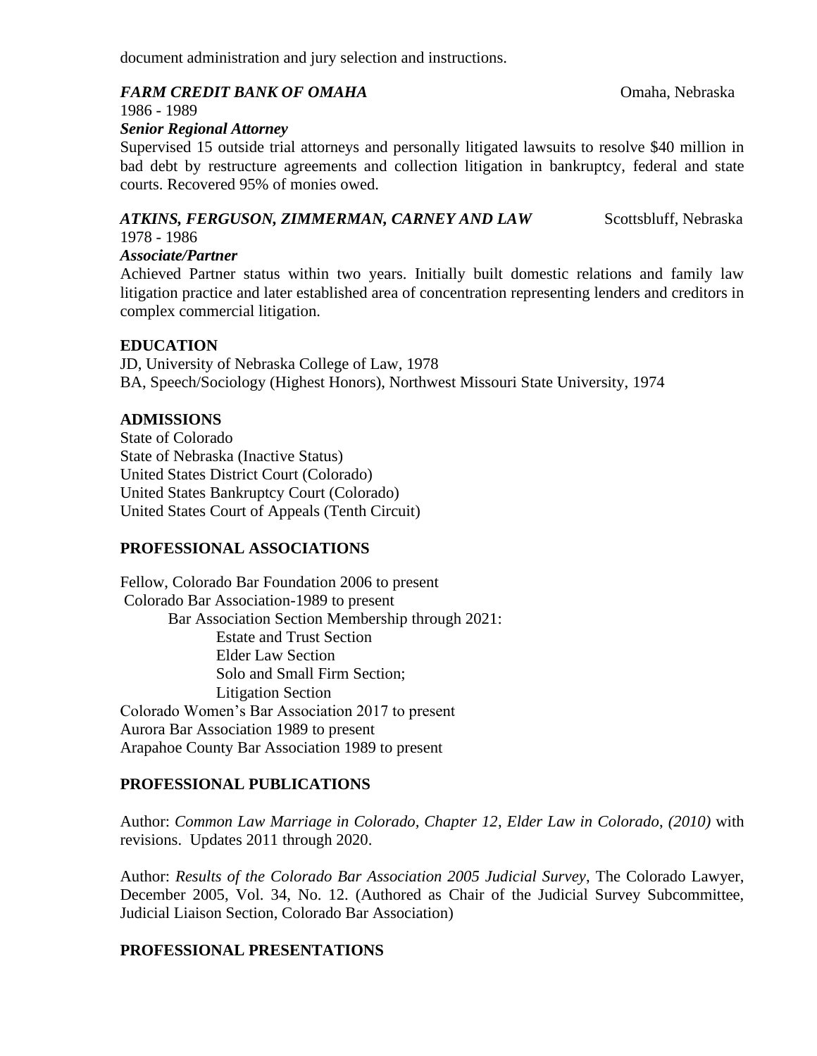document administration and jury selection and instructions.

***FARM CREDIT BANK OF OMAHA*** Omaha, Nebraska
1986 - 1989
***Senior Regional Attorney***
Supervised 15 outside trial attorneys and personally litigated lawsuits to resolve $40 million in bad debt by restructure agreements and collection litigation in bankruptcy, federal and state courts. Recovered 95% of monies owed.

***ATKINS, FERGUSON, ZIMMERMAN, CARNEY AND LAW*** Scottsbluff, Nebraska
1978 - 1986
***Associate/Partner***
Achieved Partner status within two years. Initially built domestic relations and family law litigation practice and later established area of concentration representing lenders and creditors in complex commercial litigation.

## EDUCATION

JD, University of Nebraska College of Law, 1978
BA, Speech/Sociology (Highest Honors), Northwest Missouri State University, 1974

## ADMISSIONS

State of Colorado
State of Nebraska (Inactive Status)
United States District Court (Colorado)
United States Bankruptcy Court (Colorado)
United States Court of Appeals (Tenth Circuit)

## PROFESSIONAL ASSOCIATIONS

Fellow, Colorado Bar Foundation 2006 to present
Colorado Bar Association-1989 to present
- Bar Association Section Membership through 2021:
  - Estate and Trust Section
  - Elder Law Section
  - Solo and Small Firm Section;
  - Litigation Section

Colorado Women's Bar Association 2017 to present
Aurora Bar Association 1989 to present
Arapahoe County Bar Association 1989 to present

## PROFESSIONAL PUBLICATIONS

Author: *Common Law Marriage in Colorado, Chapter 12, Elder Law in Colorado, (2010)* with revisions. Updates 2011 through 2020.

Author: *Results of the Colorado Bar Association 2005 Judicial Survey*, The Colorado Lawyer, December 2005, Vol. 34, No. 12. (Authored as Chair of the Judicial Survey Subcommittee, Judicial Liaison Section, Colorado Bar Association)

## PROFESSIONAL PRESENTATIONS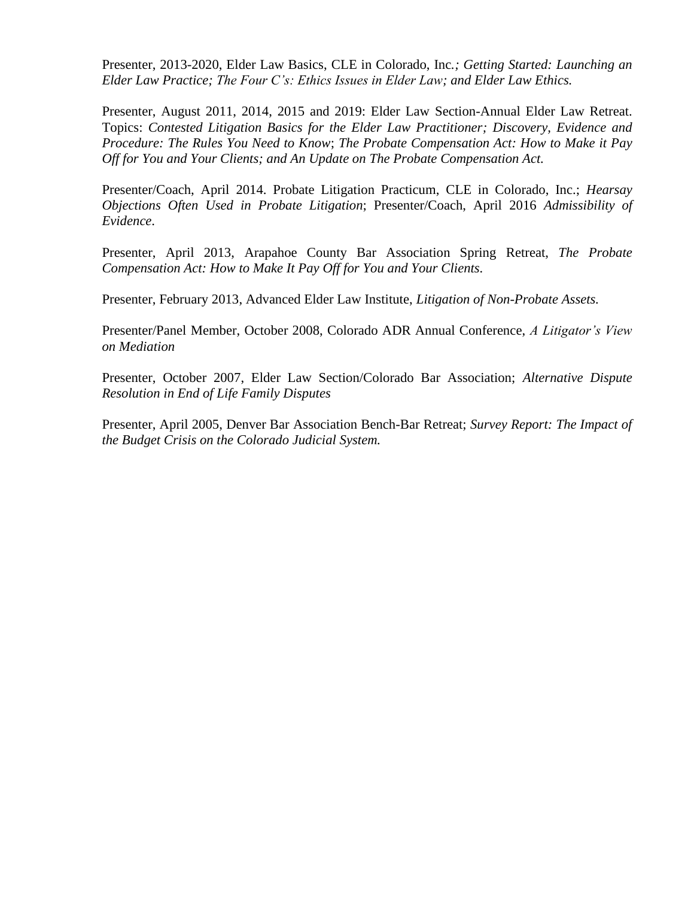Presenter, 2013-2020, Elder Law Basics, CLE in Colorado, Inc.*; Getting Started: Launching an Elder Law Practice; The Four C's: Ethics Issues in Elder Law; and Elder Law Ethics.*

Presenter, August 2011, 2014, 2015 and 2019: Elder Law Section-Annual Elder Law Retreat. Topics: *Contested Litigation Basics for the Elder Law Practitioner; Discovery, Evidence and Procedure: The Rules You Need to Know*; *The Probate Compensation Act: How to Make it Pay Off for You and Your Clients; and An Update on The Probate Compensation Act.*

Presenter/Coach, April 2014. Probate Litigation Practicum, CLE in Colorado, Inc.; *Hearsay Objections Often Used in Probate Litigation*; Presenter/Coach, April 2016 *Admissibility of Evidence*.

Presenter, April 2013, Arapahoe County Bar Association Spring Retreat, *The Probate Compensation Act: How to Make It Pay Off for You and Your Clients.*

Presenter, February 2013, Advanced Elder Law Institute, *Litigation of Non-Probate Assets.*

Presenter/Panel Member, October 2008, Colorado ADR Annual Conference, *A Litigator's View on Mediation*

Presenter, October 2007, Elder Law Section/Colorado Bar Association; *Alternative Dispute Resolution in End of Life Family Disputes*

Presenter, April 2005, Denver Bar Association Bench-Bar Retreat; *Survey Report: The Impact of the Budget Crisis on the Colorado Judicial System.*